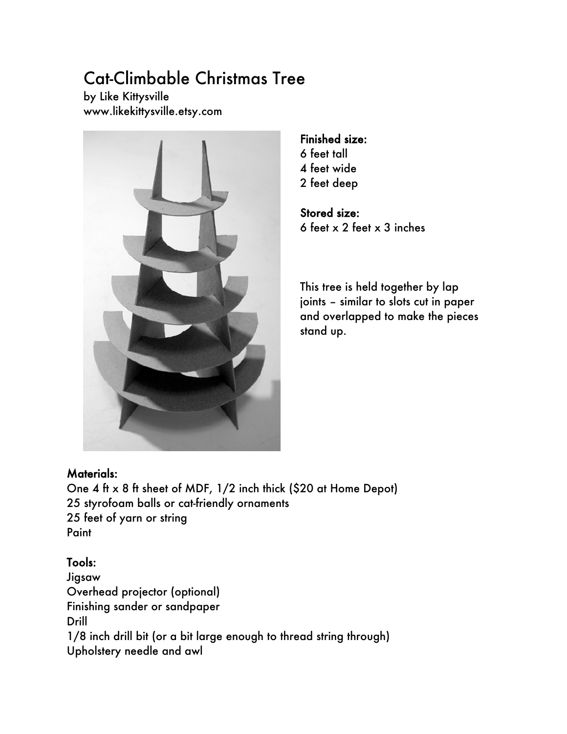# Cat-Climbable Christmas Tree

by Like Kittysville
www.likekittysville.etsy.com

**Finished size:**
6 feet tall
4 feet wide
2 feet deep

**Stored size:**
6 feet x 2 feet x 3 inches

This tree is held together by lap joints – similar to slots cut in paper and overlapped to make the pieces stand up.

**Materials:**
One 4 ft x 8 ft sheet of MDF, 1/2 inch thick ($20 at Home Depot)
25 styrofoam balls or cat-friendly ornaments
25 feet of yarn or string
Paint

**Tools:**
Jigsaw
Overhead projector (optional)
Finishing sander or sandpaper
Drill
1/8 inch drill bit (or a bit large enough to thread string through)
Upholstery needle and awl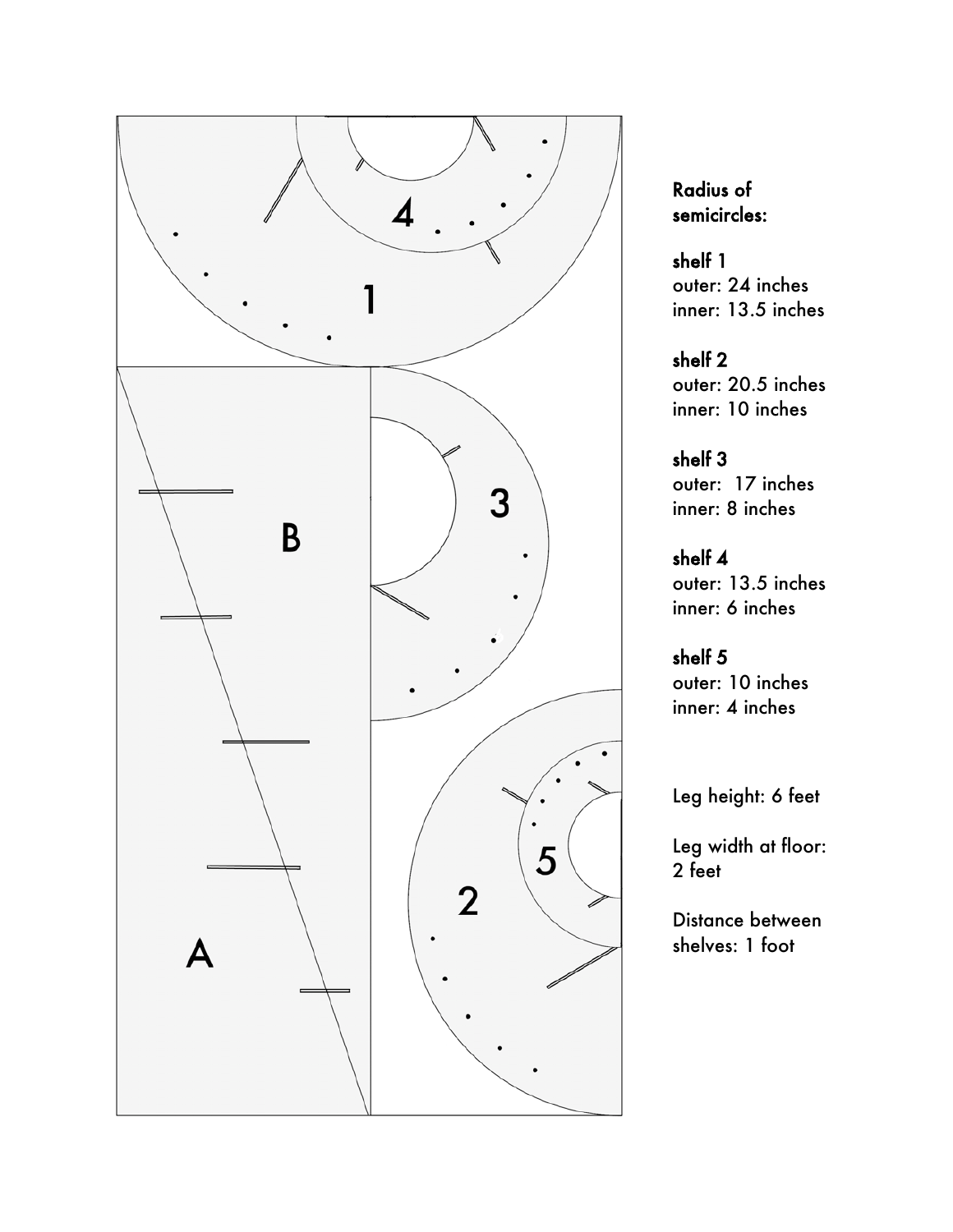**Radius of semicircles:**

**shelf 1**
outer: 24 inches
inner: 13.5 inches

**shelf 2**
outer: 20.5 inches
inner: 10 inches

**shelf 3**
outer: 17 inches
inner: 8 inches

**shelf 4**
outer: 13.5 inches
inner: 6 inches

**shelf 5**
outer: 10 inches
inner: 4 inches

Leg height: 6 feet

Leg width at floor: 2 feet

Distance between shelves: 1 foot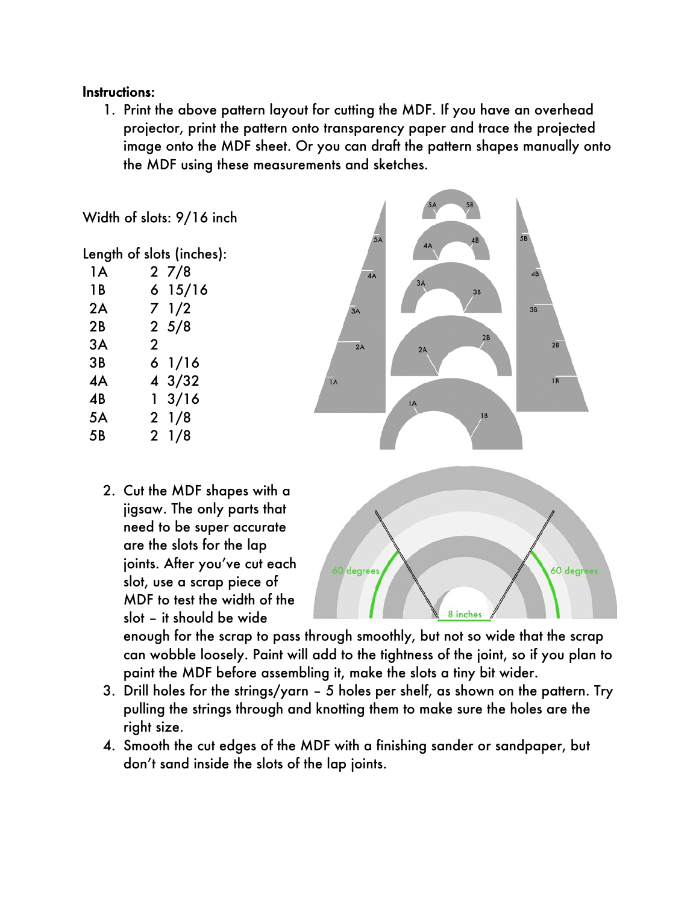**Instructions:**

1. Print the above pattern layout for cutting the MDF. If you have an overhead projector, print the pattern onto transparency paper and trace the projected image onto the MDF sheet. Or you can draft the pattern shapes manually onto the MDF using these measurements and sketches.

Width of slots: 9/16 inch

Length of slots (inches):

| | |
|---|---|
| 1A | 2 7/8 |
| 1B | 6 15/16 |
| 2A | 7 1/2 |
| 2B | 2 5/8 |
| 3A | 2 |
| 3B | 6 1/16 |
| 4A | 4 3/32 |
| 4B | 1 3/16 |
| 5A | 2 1/8 |
| 5B | 2 1/8 |

2. Cut the MDF shapes with a jigsaw. The only parts that need to be super accurate are the slots for the lap joints. After you've cut each slot, use a scrap piece of MDF to test the width of the slot – it should be wide enough for the scrap to pass through smoothly, but not so wide that the scrap can wobble loosely. Paint will add to the tightness of the joint, so if you plan to paint the MDF before assembling it, make the slots a tiny bit wider.
3. Drill holes for the strings/yarn – 5 holes per shelf, as shown on the pattern. Try pulling the strings through and knotting them to make sure the holes are the right size.
4. Smooth the cut edges of the MDF with a finishing sander or sandpaper, but don't sand inside the slots of the lap joints.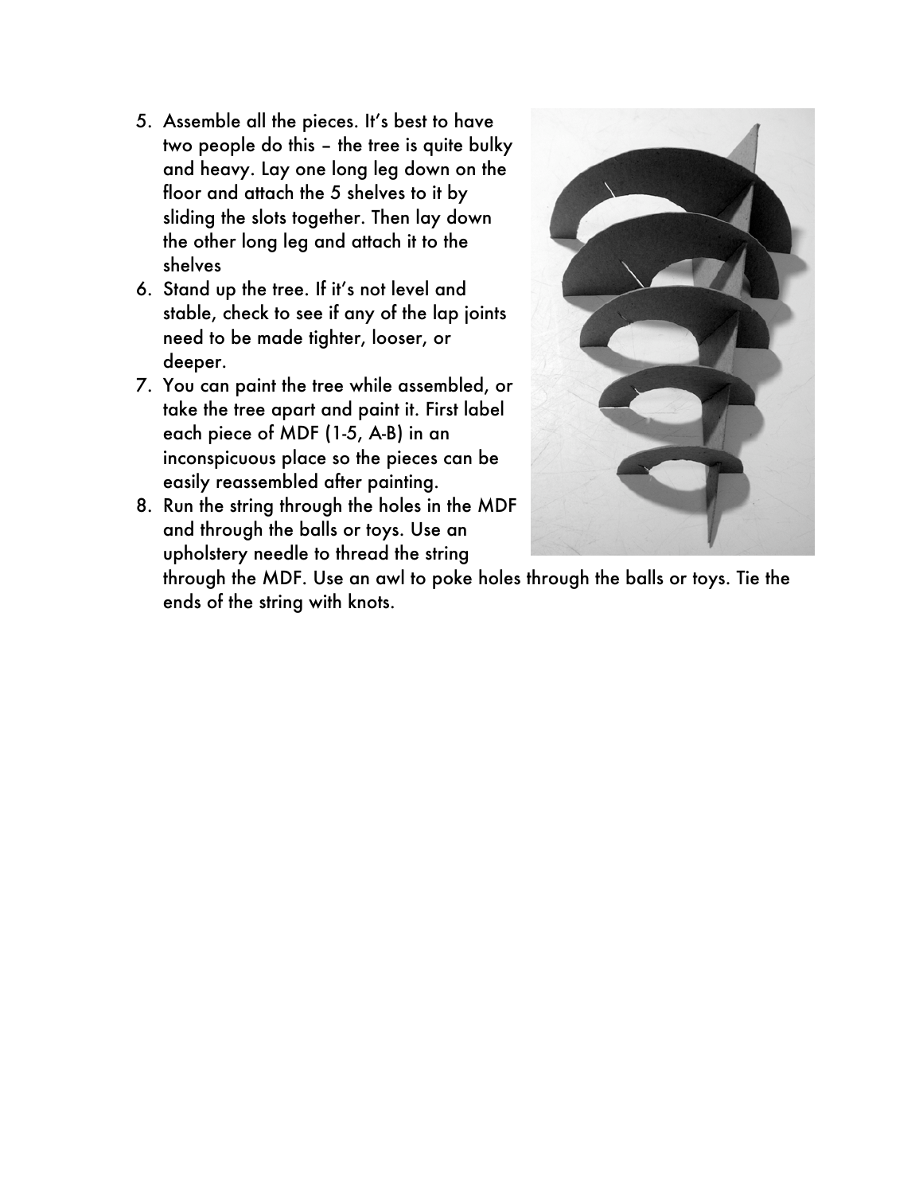5. Assemble all the pieces. It's best to have two people do this – the tree is quite bulky and heavy. Lay one long leg down on the floor and attach the 5 shelves to it by sliding the slots together. Then lay down the other long leg and attach it to the shelves
6. Stand up the tree. If it's not level and stable, check to see if any of the lap joints need to be made tighter, looser, or deeper.
7. You can paint the tree while assembled, or take the tree apart and paint it. First label each piece of MDF (1-5, A-B) in an inconspicuous place so the pieces can be easily reassembled after painting.
8. Run the string through the holes in the MDF and through the balls or toys. Use an upholstery needle to thread the string through the MDF. Use an awl to poke holes through the balls or toys. Tie the ends of the string with knots.